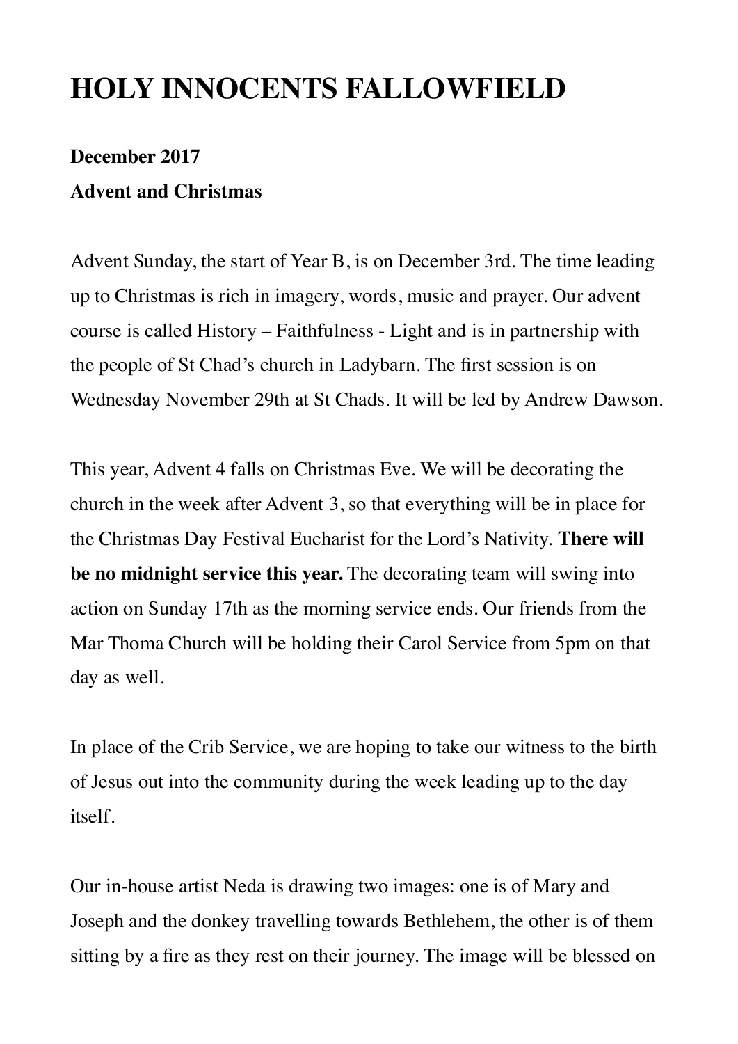# HOLY INNOCENTS FALLOWFIELD

**December 2017**

**Advent and Christmas**

Advent Sunday, the start of Year B, is on December 3rd. The time leading up to Christmas is rich in imagery, words, music and prayer. Our advent course is called History – Faithfulness - Light and is in partnership with the people of St Chad's church in Ladybarn. The first session is on Wednesday November 29th at St Chads. It will be led by Andrew Dawson.

This year, Advent 4 falls on Christmas Eve. We will be decorating the church in the week after Advent 3, so that everything will be in place for the Christmas Day Festival Eucharist for the Lord's Nativity. **There will be no midnight service this year.** The decorating team will swing into action on Sunday 17th as the morning service ends. Our friends from the Mar Thoma Church will be holding their Carol Service from 5pm on that day as well.

In place of the Crib Service, we are hoping to take our witness to the birth of Jesus out into the community during the week leading up to the day itself.

Our in-house artist Neda is drawing two images: one is of Mary and Joseph and the donkey travelling towards Bethlehem, the other is of them sitting by a fire as they rest on their journey. The image will be blessed on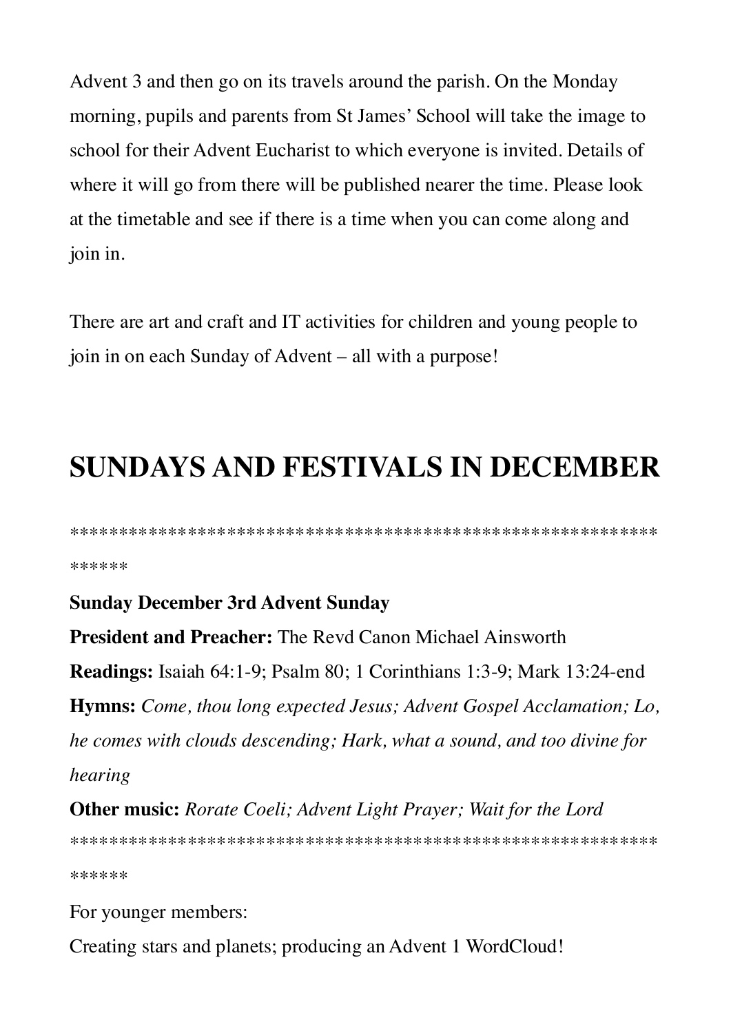Advent 3 and then go on its travels around the parish. On the Monday morning, pupils and parents from St James' School will take the image to school for their Advent Eucharist to which everyone is invited. Details of where it will go from there will be published nearer the time. Please look at the timetable and see if there is a time when you can come along and join in.

There are art and craft and IT activities for children and young people to join in on each Sunday of Advent – all with a purpose!

## SUNDAYS AND FESTIVALS IN DECEMBER

*******************************************************************

**Sunday December 3rd Advent Sunday**
**President and Preacher:** The Revd Canon Michael Ainsworth
**Readings:** Isaiah 64:1-9; Psalm 80; 1 Corinthians 1:3-9; Mark 13:24-end
**Hymns:** *Come, thou long expected Jesus; Advent Gospel Acclamation; Lo, he comes with clouds descending; Hark, what a sound, and too divine for hearing*
**Other music:** *Rorate Coeli; Advent Light Prayer; Wait for the Lord*

*******************************************************************

For younger members:
Creating stars and planets; producing an Advent 1 WordCloud!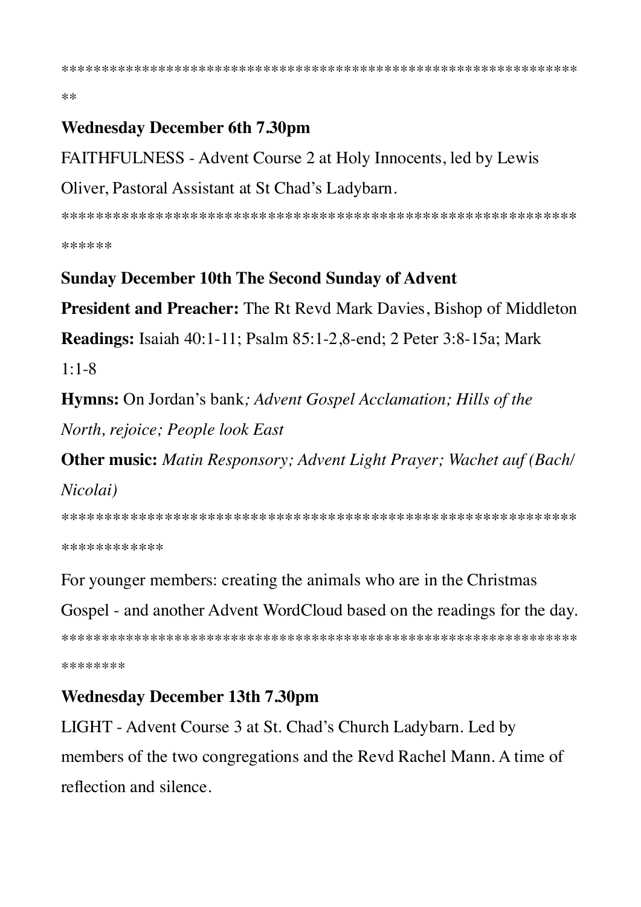****************************************************************
**

**Wednesday December 6th 7.30pm**

FAITHFULNESS - Advent Course 2 at Holy Innocents, led by Lewis Oliver, Pastoral Assistant at St Chad's Ladybarn.

****************************************************************
******

**Sunday December 10th The Second Sunday of Advent**

**President and Preacher:** The Rt Revd Mark Davies, Bishop of Middleton

**Readings:** Isaiah 40:1-11; Psalm 85:1-2,8-end; 2 Peter 3:8-15a; Mark 1:1-8

**Hymns:** On Jordan's bank*; Advent Gospel Acclamation; Hills of the North, rejoice; People look East*

**Other music:** *Matin Responsory; Advent Light Prayer; Wachet auf (Bach/Nicolai)*

****************************************************************
************

For younger members: creating the animals who are in the Christmas Gospel - and another Advent WordCloud based on the readings for the day.

****************************************************************
********

**Wednesday December 13th 7.30pm**

LIGHT - Advent Course 3 at St. Chad's Church Ladybarn. Led by members of the two congregations and the Revd Rachel Mann. A time of reflection and silence.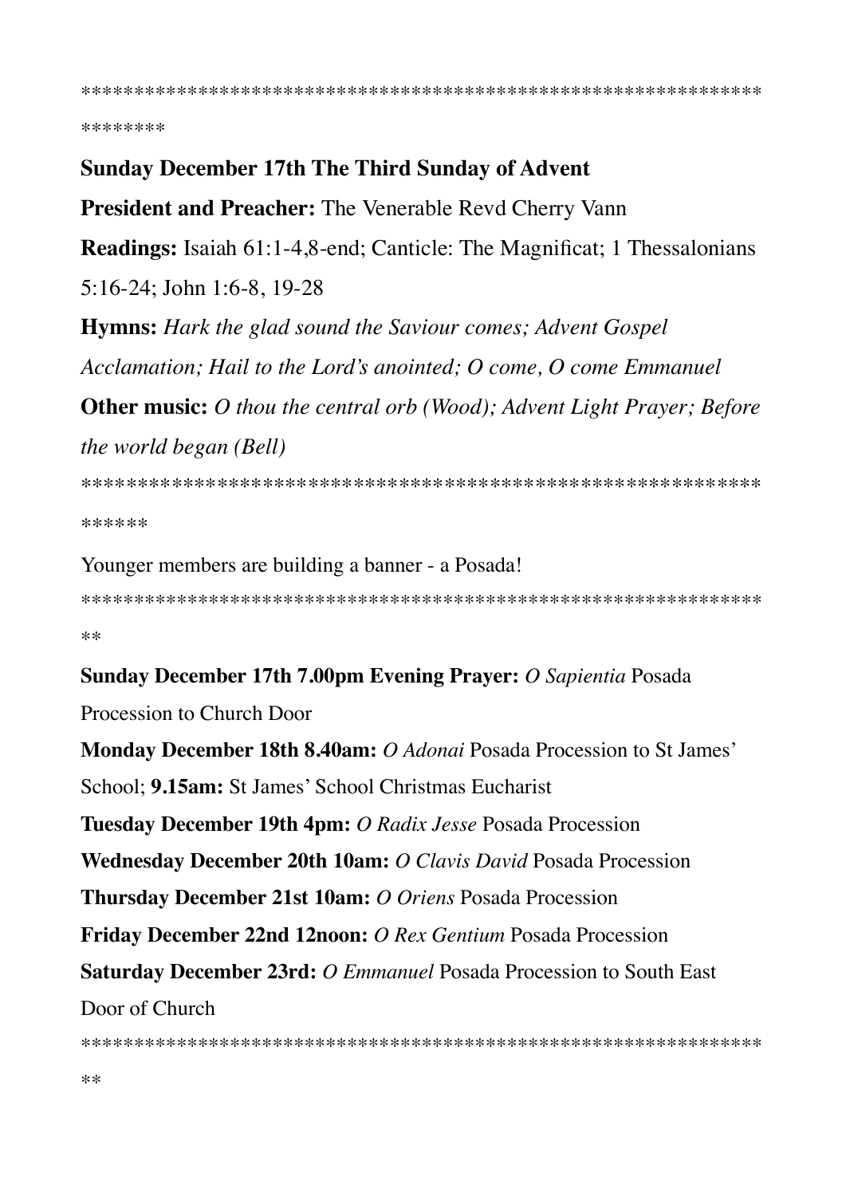**********************************************************************

**Sunday December 17th The Third Sunday of Advent**

**President and Preacher:** The Venerable Revd Cherry Vann

**Readings:** Isaiah 61:1-4,8-end; Canticle: The Magnificat; 1 Thessalonians 5:16-24; John 1:6-8, 19-28

**Hymns:** *Hark the glad sound the Saviour comes; Advent Gospel Acclamation; Hail to the Lord's anointed; O come, O come Emmanuel*

**Other music:** *O thou the central orb (Wood); Advent Light Prayer; Before the world began (Bell)*

********************************************************************

Younger members are building a banner - a Posada!

******************************************************************

**Sunday December 17th 7.00pm Evening Prayer:** *O Sapientia* Posada Procession to Church Door

**Monday December 18th 8.40am:** *O Adonai* Posada Procession to St James' School; **9.15am:** St James' School Christmas Eucharist

**Tuesday December 19th 4pm:** *O Radix Jesse* Posada Procession

**Wednesday December 20th 10am:** *O Clavis David* Posada Procession

**Thursday December 21st 10am:** *O Oriens* Posada Procession

**Friday December 22nd 12noon:** *O Rex Gentium* Posada Procession

**Saturday December 23rd:** *O Emmanuel* Posada Procession to South East Door of Church

******************************************************************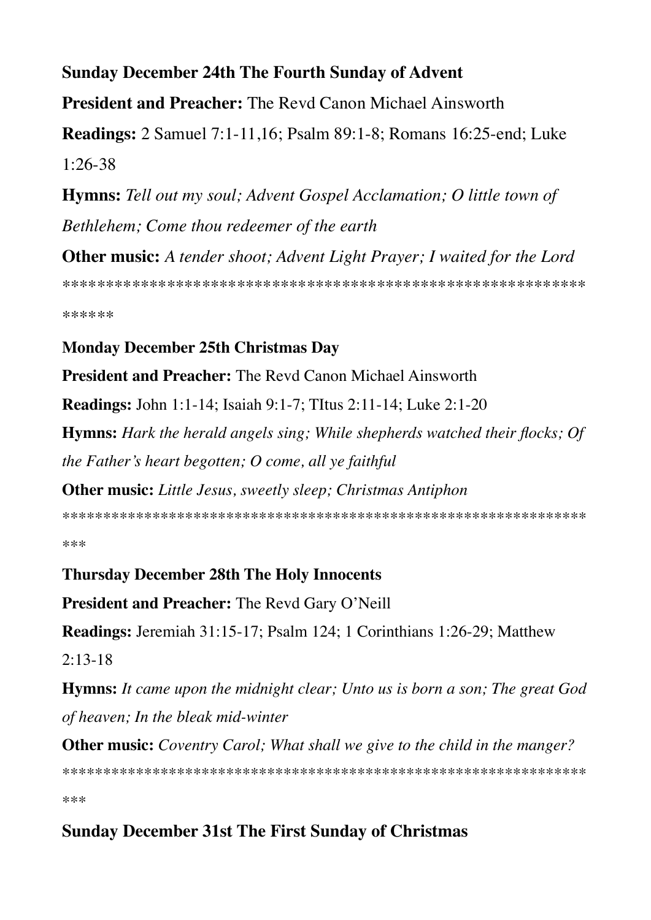**Sunday December 24th The Fourth Sunday of Advent**

**President and Preacher:** The Revd Canon Michael Ainsworth

**Readings:** 2 Samuel 7:1-11,16; Psalm 89:1-8; Romans 16:25-end; Luke 1:26-38

**Hymns:** *Tell out my soul; Advent Gospel Acclamation; O little town of Bethlehem; Come thou redeemer of the earth*

**Other music:** *A tender shoot; Advent Light Prayer; I waited for the Lord*

*****************************************************************

**Monday December 25th Christmas Day**

**President and Preacher:** The Revd Canon Michael Ainsworth

**Readings:** John 1:1-14; Isaiah 9:1-7; TItus 2:11-14; Luke 2:1-20

**Hymns:** *Hark the herald angels sing; While shepherds watched their flocks; Of the Father's heart begotten; O come, all ye faithful*

**Other music:** *Little Jesus, sweetly sleep; Christmas Antiphon*

*****************************************************************

**Thursday December 28th The Holy Innocents**

**President and Preacher:** The Revd Gary O'Neill

**Readings:** Jeremiah 31:15-17; Psalm 124; 1 Corinthians 1:26-29; Matthew 2:13-18

**Hymns:** *It came upon the midnight clear; Unto us is born a son; The great God of heaven; In the bleak mid-winter*

**Other music:** *Coventry Carol; What shall we give to the child in the manger?*

*****************************************************************

**Sunday December 31st The First Sunday of Christmas**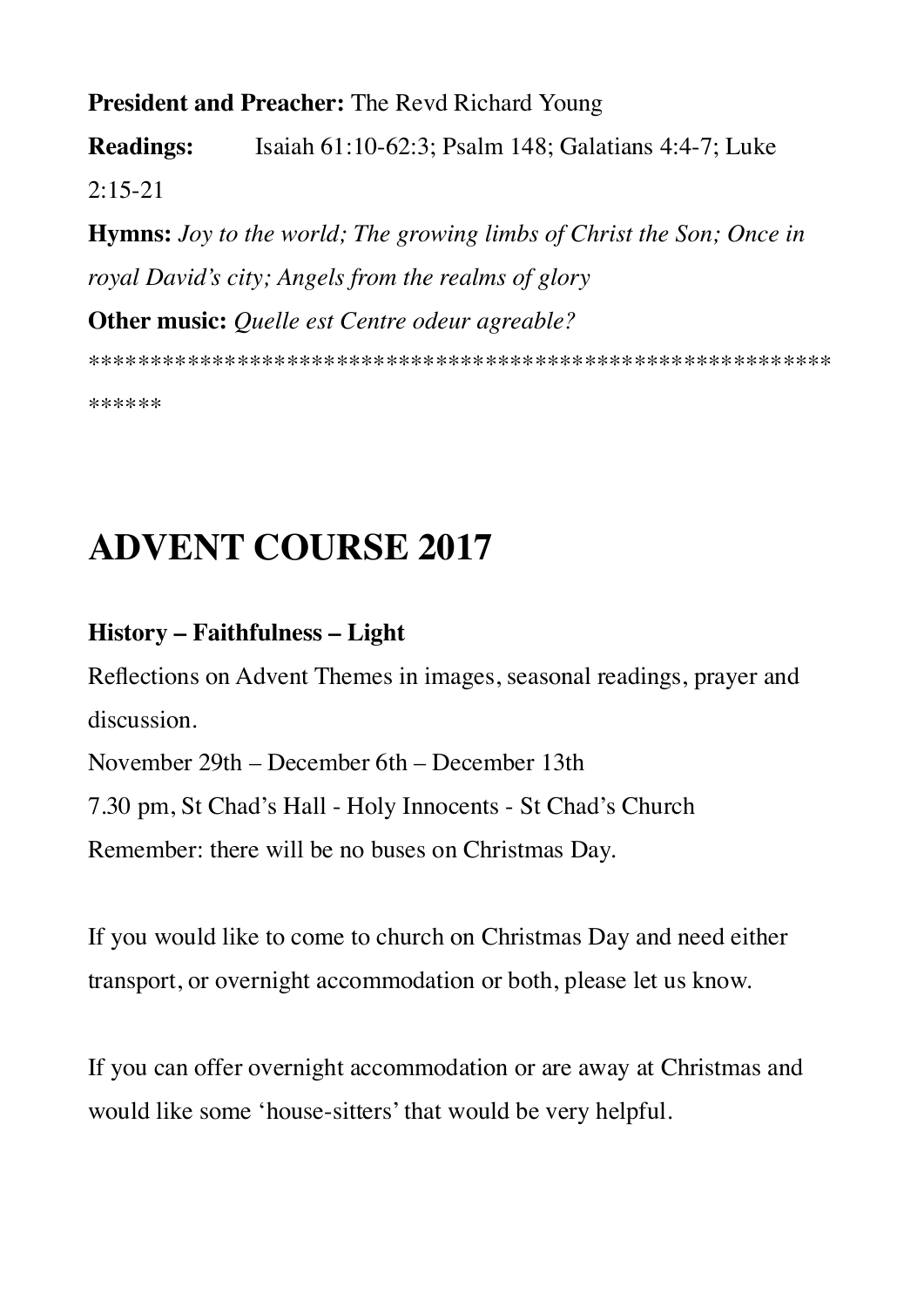**President and Preacher:** The Revd Richard Young

**Readings:** Isaiah 61:10-62:3; Psalm 148; Galatians 4:4-7; Luke 2:15-21

**Hymns:** *Joy to the world; The growing limbs of Christ the Son; Once in royal David's city; Angels from the realms of glory*

**Other music:** *Quelle est Centre odeur agreable?*

******************************************************************

# ADVENT COURSE 2017

**History – Faithfulness – Light**

Reflections on Advent Themes in images, seasonal readings, prayer and discussion.

November 29th – December 6th – December 13th

7.30 pm, St Chad's Hall - Holy Innocents - St Chad's Church

Remember: there will be no buses on Christmas Day.

If you would like to come to church on Christmas Day and need either transport, or overnight accommodation or both, please let us know.

If you can offer overnight accommodation or are away at Christmas and would like some 'house-sitters' that would be very helpful.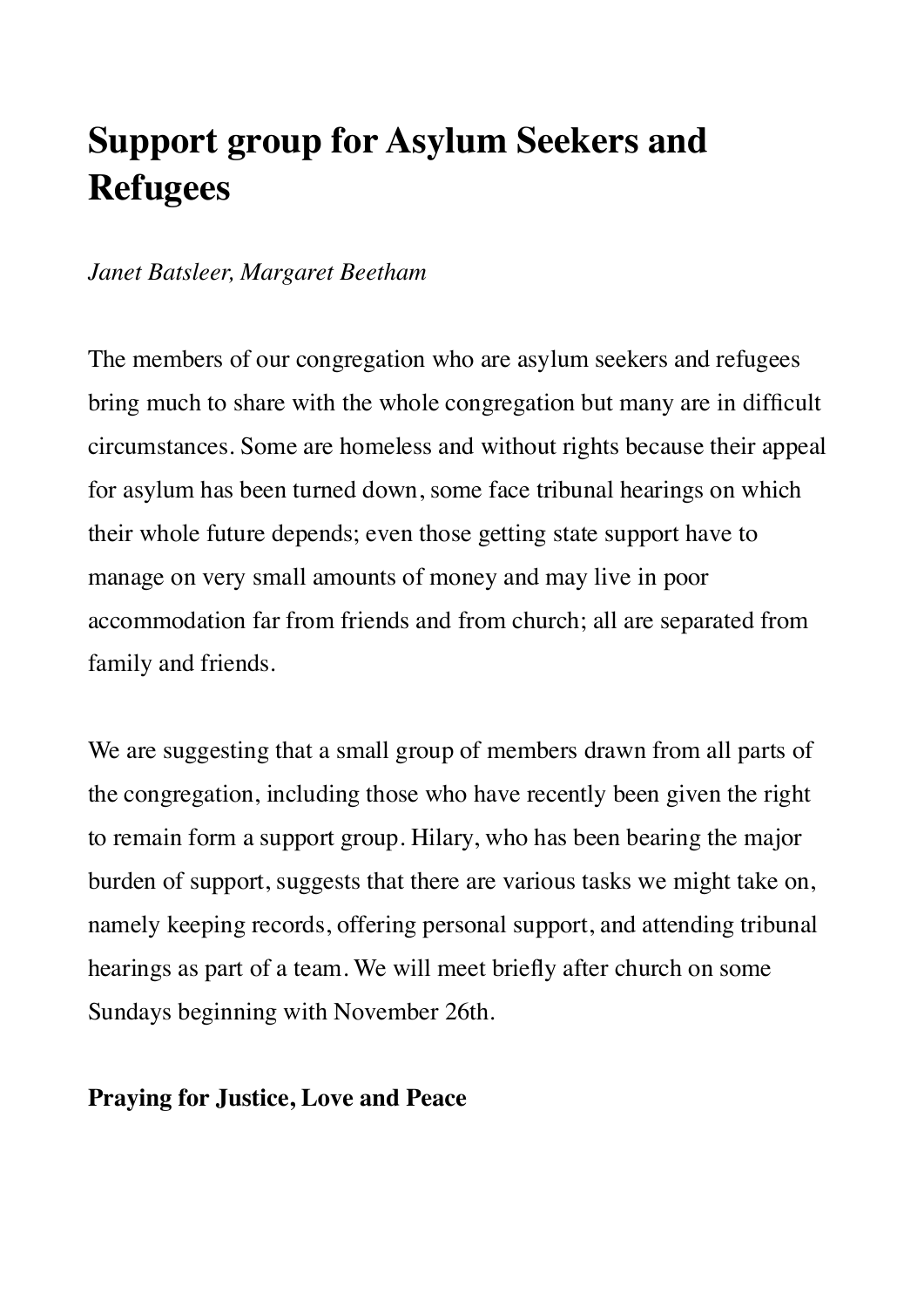## Support group for Asylum Seekers and Refugees

*Janet Batsleer, Margaret Beetham*

The members of our congregation who are asylum seekers and refugees bring much to share with the whole congregation but many are in difficult circumstances. Some are homeless and without rights because their appeal for asylum has been turned down, some face tribunal hearings on which their whole future depends; even those getting state support have to manage on very small amounts of money and may live in poor accommodation far from friends and from church; all are separated from family and friends.

We are suggesting that a small group of members drawn from all parts of the congregation, including those who have recently been given the right to remain form a support group. Hilary, who has been bearing the major burden of support, suggests that there are various tasks we might take on, namely keeping records, offering personal support, and attending tribunal hearings as part of a team. We will meet briefly after church on some Sundays beginning with November 26th.

**Praying for Justice, Love and Peace**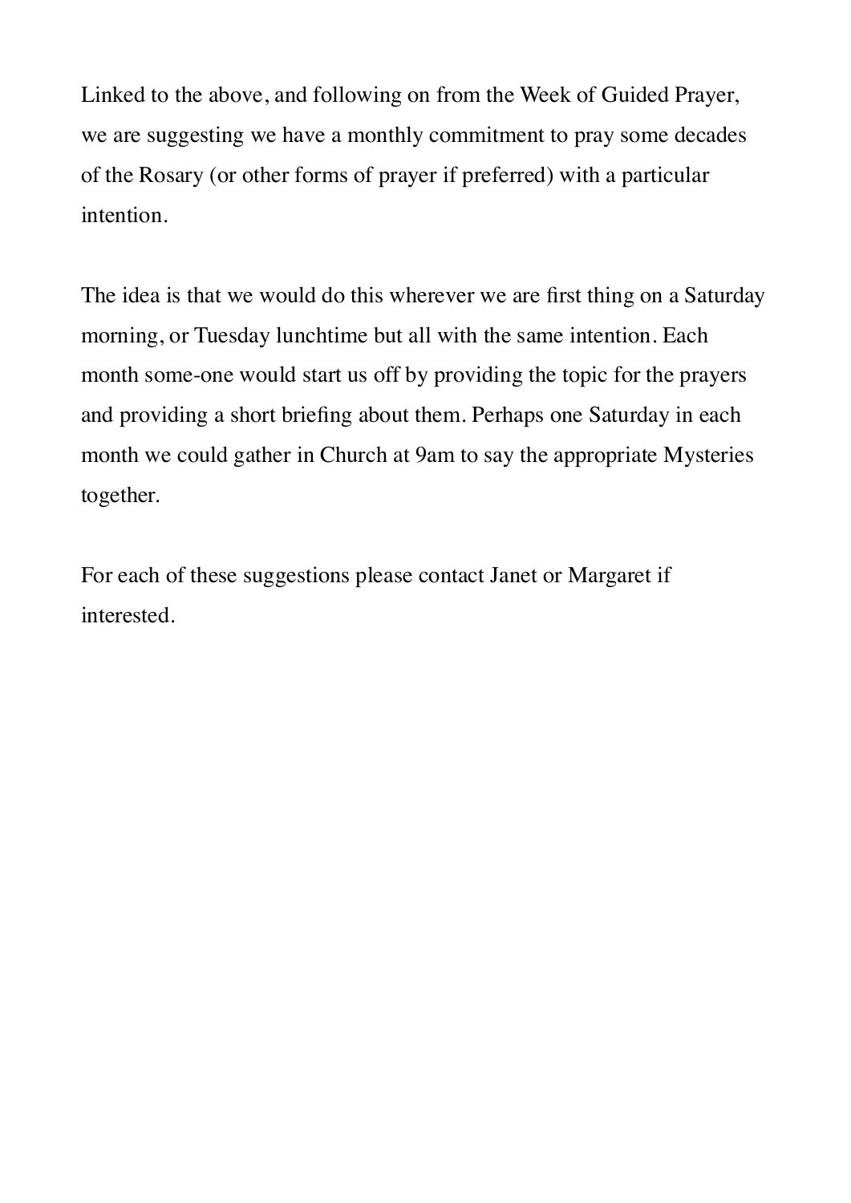Linked to the above, and following on from the Week of Guided Prayer, we are suggesting we have a monthly commitment to pray some decades of the Rosary (or other forms of prayer if preferred) with a particular intention.

The idea is that we would do this wherever we are first thing on a Saturday morning, or Tuesday lunchtime but all with the same intention. Each month some-one would start us off by providing the topic for the prayers and providing a short briefing about them. Perhaps one Saturday in each month we could gather in Church at 9am to say the appropriate Mysteries together.

For each of these suggestions please contact Janet or Margaret if interested.